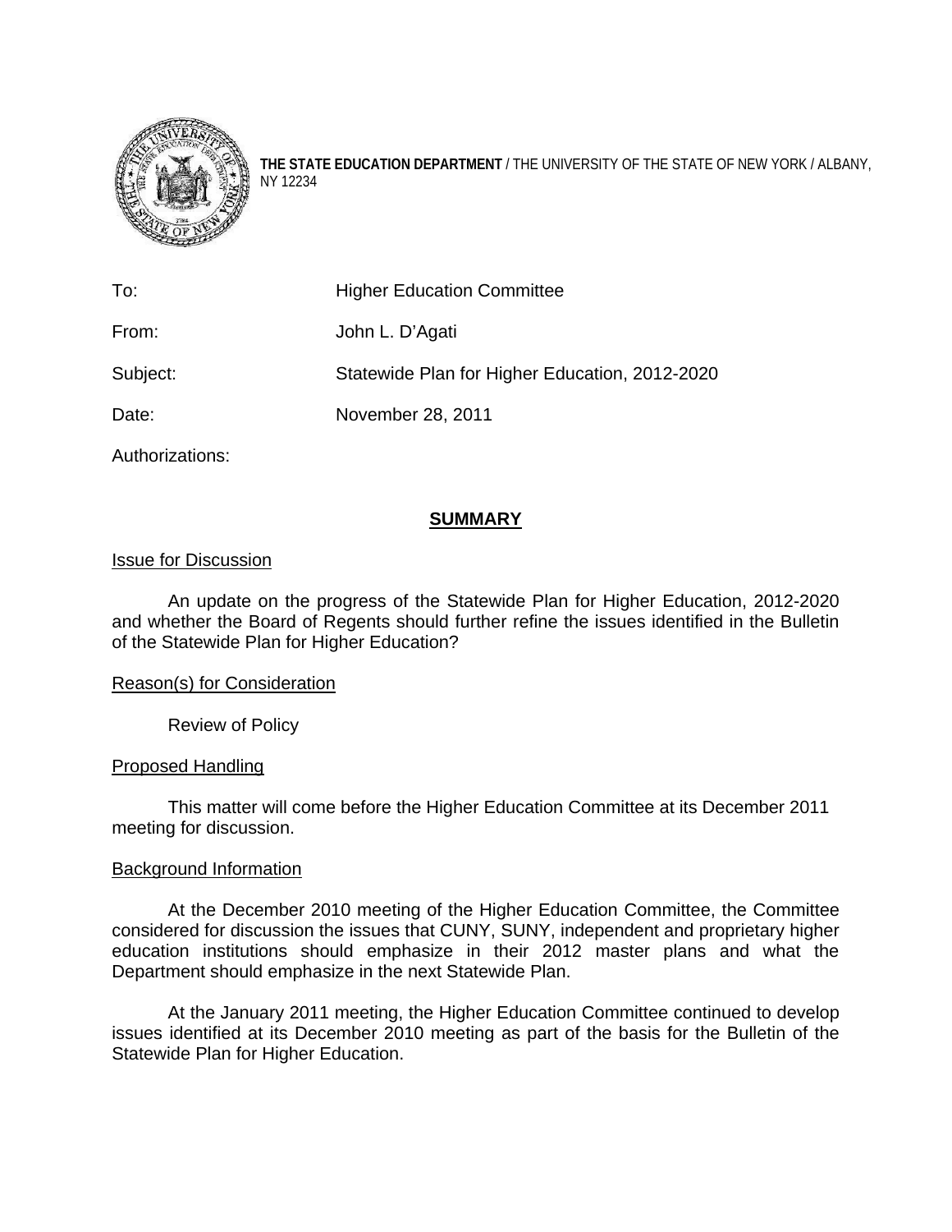**THE STATE EDUCATION DEPARTMENT** / THE UNIVERSITY OF THE STATE OF NEW YORK / ALBANY, NY 12234

| | |
|---|---|
| To: | Higher Education Committee |
| From: | John L. D'Agati |
| Subject: | Statewide Plan for Higher Education, 2012-2020 |
| Date: | November 28, 2011 |
| Authorizations: | |

## SUMMARY

### Issue for Discussion

An update on the progress of the Statewide Plan for Higher Education, 2012-2020 and whether the Board of Regents should further refine the issues identified in the Bulletin of the Statewide Plan for Higher Education?

### Reason(s) for Consideration

Review of Policy

### Proposed Handling

This matter will come before the Higher Education Committee at its December 2011 meeting for discussion.

### Background Information

At the December 2010 meeting of the Higher Education Committee, the Committee considered for discussion the issues that CUNY, SUNY, independent and proprietary higher education institutions should emphasize in their 2012 master plans and what the Department should emphasize in the next Statewide Plan.

At the January 2011 meeting, the Higher Education Committee continued to develop issues identified at its December 2010 meeting as part of the basis for the Bulletin of the Statewide Plan for Higher Education.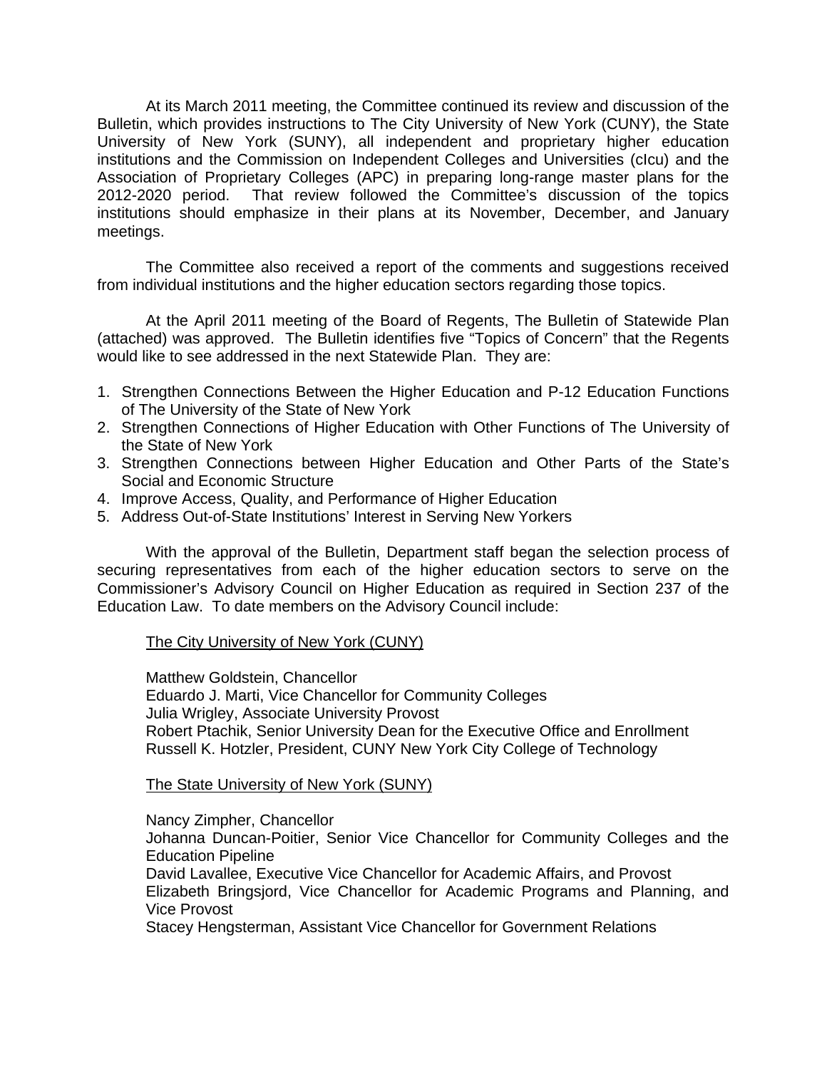At its March 2011 meeting, the Committee continued its review and discussion of the Bulletin, which provides instructions to The City University of New York (CUNY), the State University of New York (SUNY), all independent and proprietary higher education institutions and the Commission on Independent Colleges and Universities (cIcu) and the Association of Proprietary Colleges (APC) in preparing long-range master plans for the 2012-2020 period. That review followed the Committee's discussion of the topics institutions should emphasize in their plans at its November, December, and January meetings.

The Committee also received a report of the comments and suggestions received from individual institutions and the higher education sectors regarding those topics.

At the April 2011 meeting of the Board of Regents, The Bulletin of Statewide Plan (attached) was approved. The Bulletin identifies five "Topics of Concern" that the Regents would like to see addressed in the next Statewide Plan. They are:

1. Strengthen Connections Between the Higher Education and P-12 Education Functions of The University of the State of New York
2. Strengthen Connections of Higher Education with Other Functions of The University of the State of New York
3. Strengthen Connections between Higher Education and Other Parts of the State's Social and Economic Structure
4. Improve Access, Quality, and Performance of Higher Education
5. Address Out-of-State Institutions' Interest in Serving New Yorkers

With the approval of the Bulletin, Department staff began the selection process of securing representatives from each of the higher education sectors to serve on the Commissioner's Advisory Council on Higher Education as required in Section 237 of the Education Law. To date members on the Advisory Council include:

<u>The City University of New York (CUNY)</u>

Matthew Goldstein, Chancellor
Eduardo J. Marti, Vice Chancellor for Community Colleges
Julia Wrigley, Associate University Provost
Robert Ptachik, Senior University Dean for the Executive Office and Enrollment
Russell K. Hotzler, President, CUNY New York City College of Technology

<u>The State University of New York (SUNY)</u>

Nancy Zimpher, Chancellor
Johanna Duncan-Poitier, Senior Vice Chancellor for Community Colleges and the Education Pipeline
David Lavallee, Executive Vice Chancellor for Academic Affairs, and Provost
Elizabeth Bringsjord, Vice Chancellor for Academic Programs and Planning, and Vice Provost
Stacey Hengsterman, Assistant Vice Chancellor for Government Relations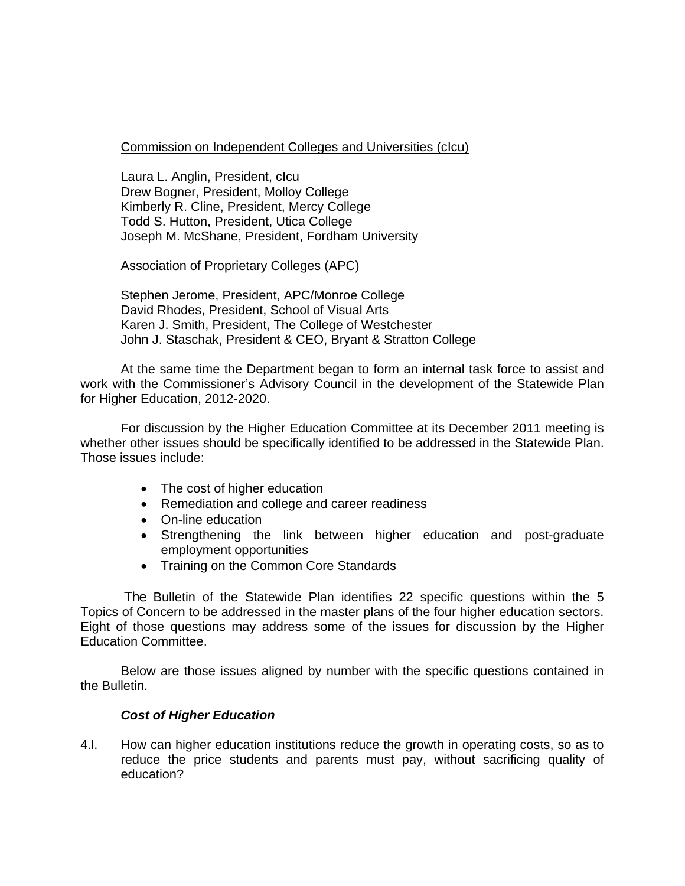Commission on Independent Colleges and Universities (cIcu)

Laura L. Anglin, President, cIcu
Drew Bogner, President, Molloy College
Kimberly R. Cline, President, Mercy College
Todd S. Hutton, President, Utica College
Joseph M. McShane, President, Fordham University

Association of Proprietary Colleges (APC)

Stephen Jerome, President, APC/Monroe College
David Rhodes, President, School of Visual Arts
Karen J. Smith, President, The College of Westchester
John J. Staschak, President & CEO, Bryant & Stratton College

At the same time the Department began to form an internal task force to assist and work with the Commissioner's Advisory Council in the development of the Statewide Plan for Higher Education, 2012-2020.

For discussion by the Higher Education Committee at its December 2011 meeting is whether other issues should be specifically identified to be addressed in the Statewide Plan. Those issues include:

- The cost of higher education
- Remediation and college and career readiness
- On-line education
- Strengthening the link between higher education and post-graduate employment opportunities
- Training on the Common Core Standards

The Bulletin of the Statewide Plan identifies 22 specific questions within the 5 Topics of Concern to be addressed in the master plans of the four higher education sectors. Eight of those questions may address some of the issues for discussion by the Higher Education Committee.

Below are those issues aligned by number with the specific questions contained in the Bulletin.

***Cost of Higher Education***

4.l. How can higher education institutions reduce the growth in operating costs, so as to reduce the price students and parents must pay, without sacrificing quality of education?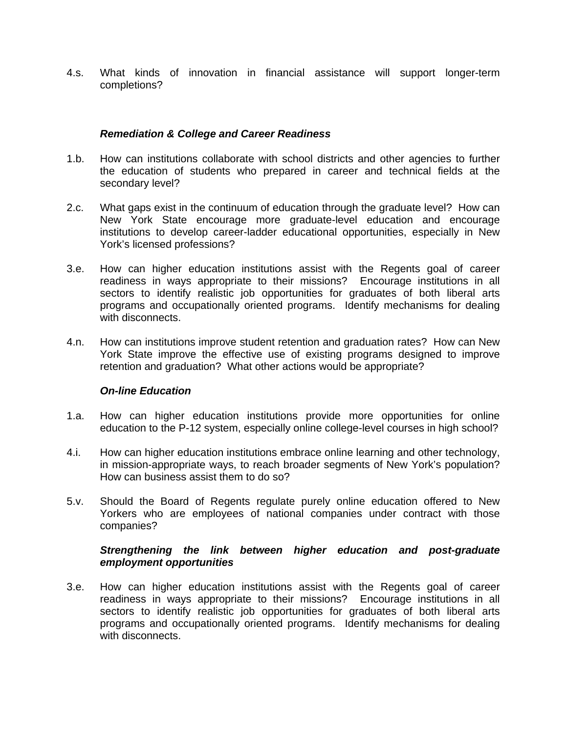4.s. What kinds of innovation in financial assistance will support longer-term completions?

***Remediation & College and Career Readiness***

1.b. How can institutions collaborate with school districts and other agencies to further the education of students who prepared in career and technical fields at the secondary level?

2.c. What gaps exist in the continuum of education through the graduate level? How can New York State encourage more graduate-level education and encourage institutions to develop career-ladder educational opportunities, especially in New York's licensed professions?

3.e. How can higher education institutions assist with the Regents goal of career readiness in ways appropriate to their missions? Encourage institutions in all sectors to identify realistic job opportunities for graduates of both liberal arts programs and occupationally oriented programs. Identify mechanisms for dealing with disconnects.

4.n. How can institutions improve student retention and graduation rates? How can New York State improve the effective use of existing programs designed to improve retention and graduation? What other actions would be appropriate?

***On-line Education***

1.a. How can higher education institutions provide more opportunities for online education to the P-12 system, especially online college-level courses in high school?

4.i. How can higher education institutions embrace online learning and other technology, in mission-appropriate ways, to reach broader segments of New York's population? How can business assist them to do so?

5.v. Should the Board of Regents regulate purely online education offered to New Yorkers who are employees of national companies under contract with those companies?

***Strengthening the link between higher education and post-graduate employment opportunities***

3.e. How can higher education institutions assist with the Regents goal of career readiness in ways appropriate to their missions? Encourage institutions in all sectors to identify realistic job opportunities for graduates of both liberal arts programs and occupationally oriented programs. Identify mechanisms for dealing with disconnects.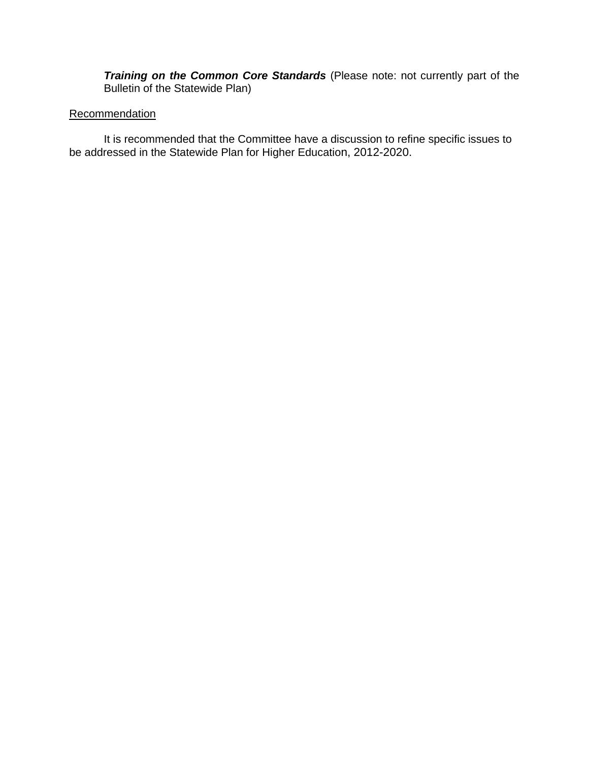***Training on the Common Core Standards*** (Please note: not currently part of the Bulletin of the Statewide Plan)

Recommendation

It is recommended that the Committee have a discussion to refine specific issues to be addressed in the Statewide Plan for Higher Education, 2012-2020.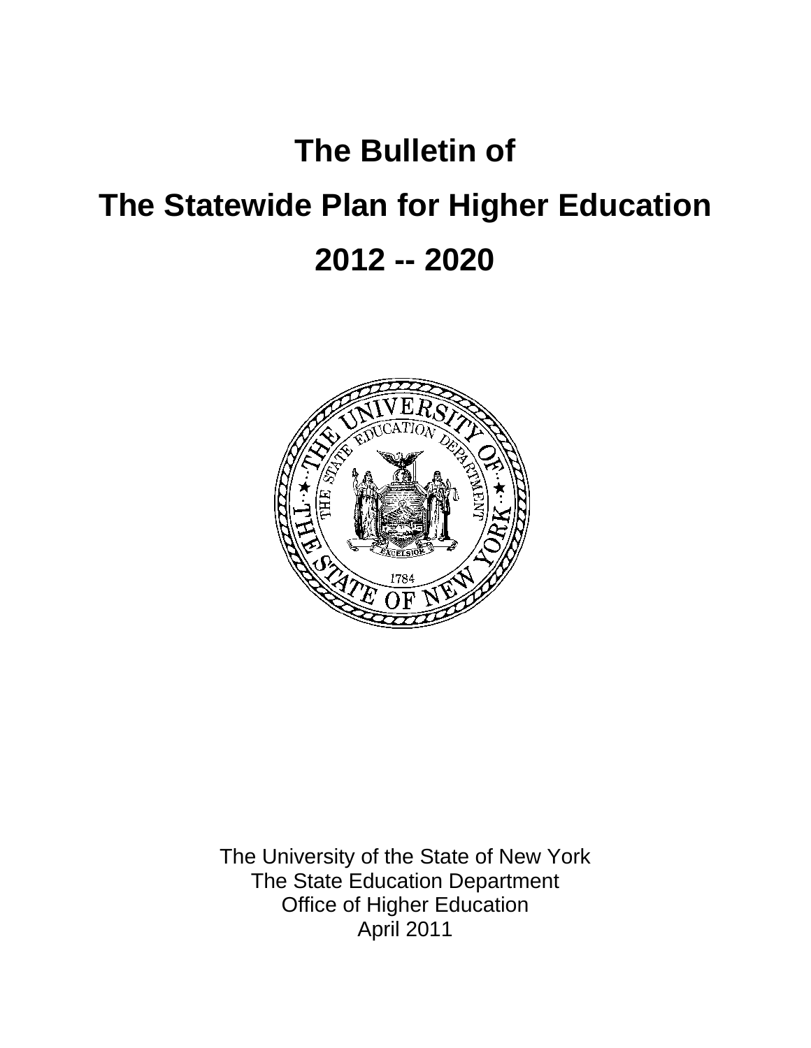# The Bulletin of

# The Statewide Plan for Higher Education

# 2012 -- 2020

The University of the State of New York
The State Education Department
Office of Higher Education
April 2011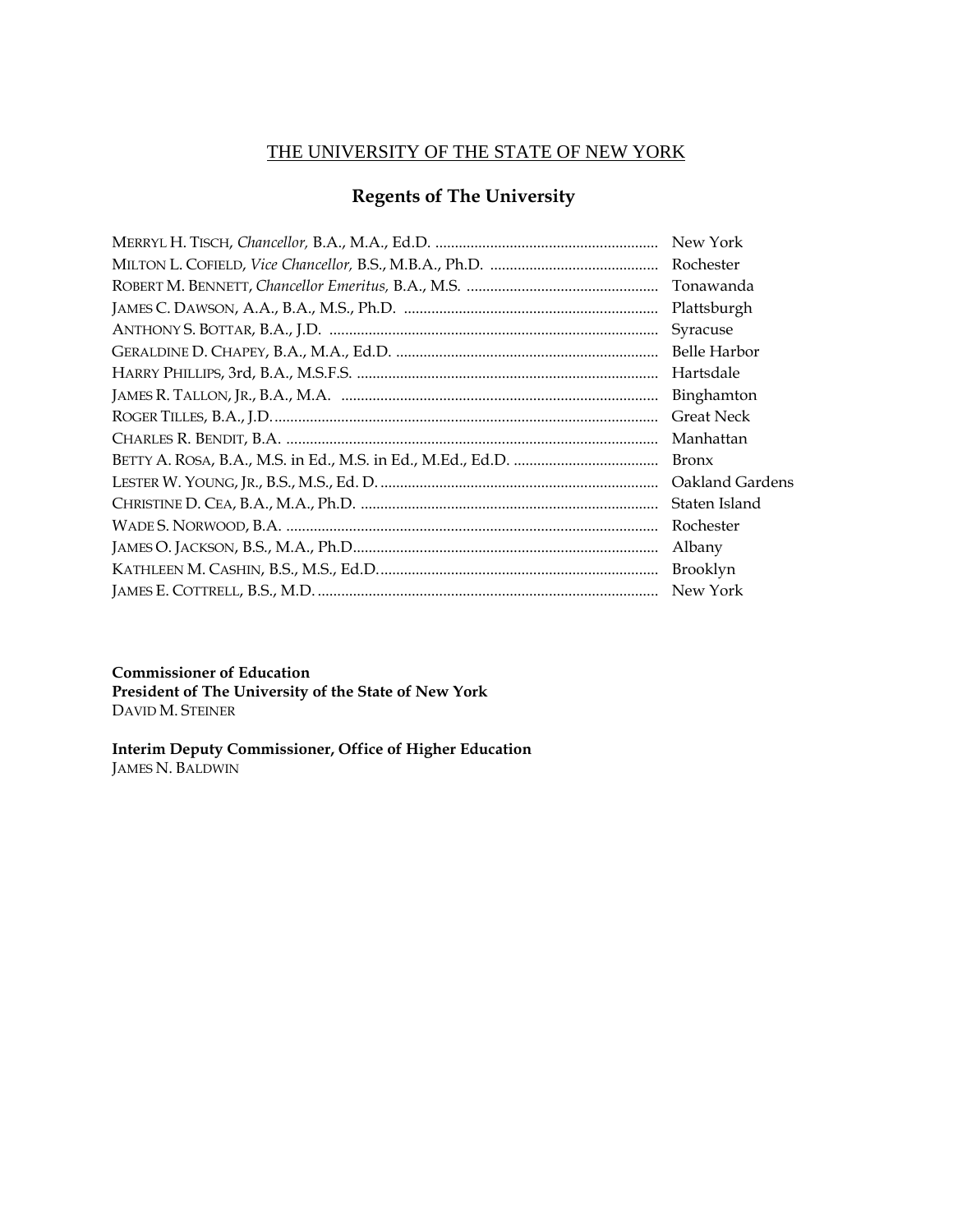THE UNIVERSITY OF THE STATE OF NEW YORK

## Regents of The University

| | |
|---|---|
| MERRYL H. TISCH, *Chancellor,* B.A., M.A., Ed.D. | New York |
| MILTON L. COFIELD, *Vice Chancellor,* B.S., M.B.A., Ph.D. | Rochester |
| ROBERT M. BENNETT, *Chancellor Emeritus,* B.A., M.S. | Tonawanda |
| JAMES C. DAWSON, A.A., B.A., M.S., Ph.D. | Plattsburgh |
| ANTHONY S. BOTTAR, B.A., J.D. | Syracuse |
| GERALDINE D. CHAPEY, B.A., M.A., Ed.D. | Belle Harbor |
| HARRY PHILLIPS, 3rd, B.A., M.S.F.S. | Hartsdale |
| JAMES R. TALLON, JR., B.A., M.A. | Binghamton |
| ROGER TILLES, B.A., J.D. | Great Neck |
| CHARLES R. BENDIT, B.A. | Manhattan |
| BETTY A. ROSA, B.A., M.S. in Ed., M.S. in Ed., M.Ed., Ed.D. | Bronx |
| LESTER W. YOUNG, JR., B.S., M.S., Ed. D. | Oakland Gardens |
| CHRISTINE D. CEA, B.A., M.A., Ph.D. | Staten Island |
| WADE S. NORWOOD, B.A. | Rochester |
| JAMES O. JACKSON, B.S., M.A., Ph.D. | Albany |
| KATHLEEN M. CASHIN, B.S., M.S., Ed.D. | Brooklyn |
| JAMES E. COTTRELL, B.S., M.D. | New York |

**Commissioner of Education**
**President of The University of the State of New York**
DAVID M. STEINER

**Interim Deputy Commissioner, Office of Higher Education**
JAMES N. BALDWIN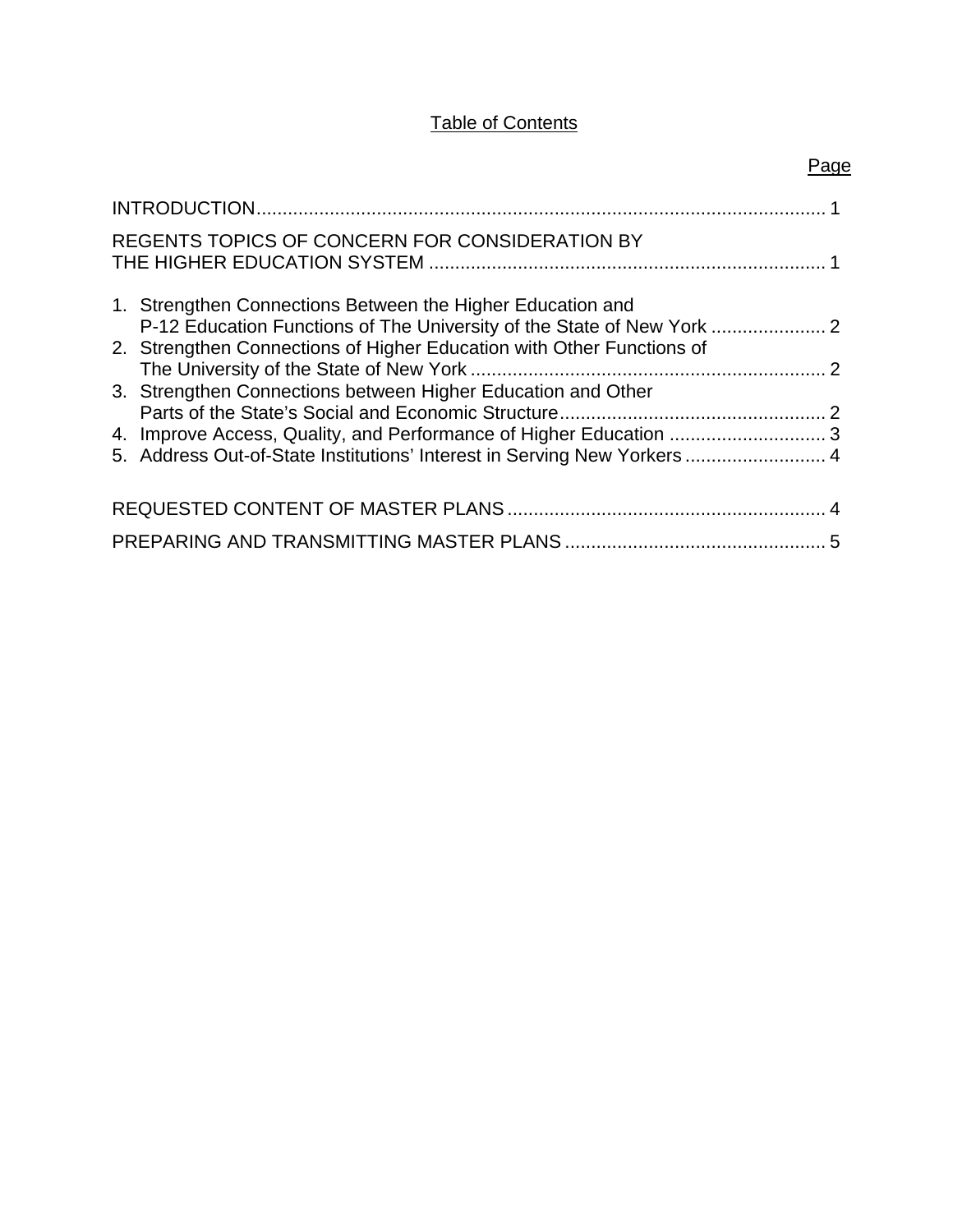# Table of Contents

| | Page |
|---|---|
| INTRODUCTION | 1 |
| REGENTS TOPICS OF CONCERN FOR CONSIDERATION BY THE HIGHER EDUCATION SYSTEM | 1 |
| 1. Strengthen Connections Between the Higher Education and P-12 Education Functions of The University of the State of New York | 2 |
| 2. Strengthen Connections of Higher Education with Other Functions of The University of the State of New York | 2 |
| 3. Strengthen Connections between Higher Education and Other Parts of the State's Social and Economic Structure | 2 |
| 4. Improve Access, Quality, and Performance of Higher Education | 3 |
| 5. Address Out-of-State Institutions' Interest in Serving New Yorkers | 4 |
| REQUESTED CONTENT OF MASTER PLANS | 4 |
| PREPARING AND TRANSMITTING MASTER PLANS | 5 |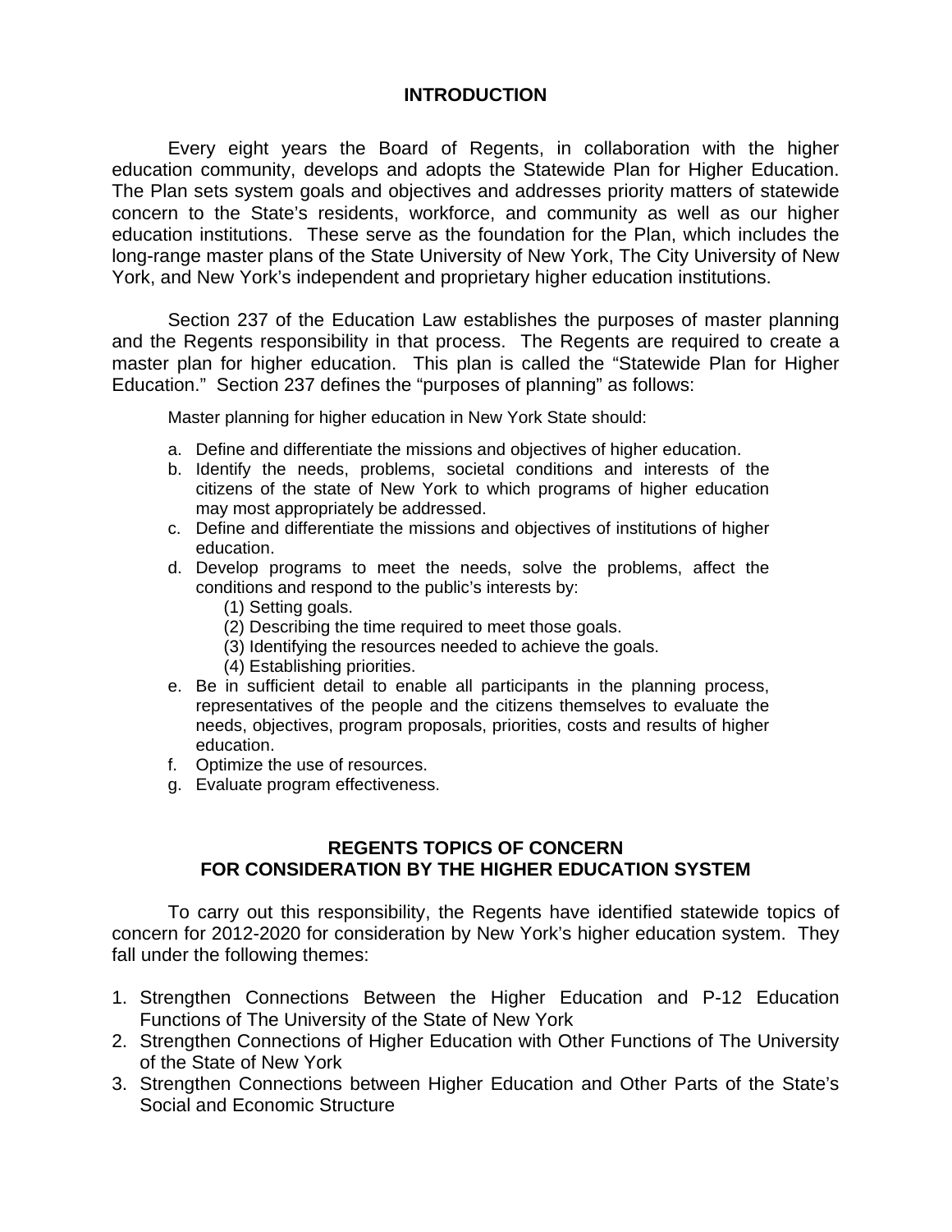## INTRODUCTION

Every eight years the Board of Regents, in collaboration with the higher education community, develops and adopts the Statewide Plan for Higher Education. The Plan sets system goals and objectives and addresses priority matters of statewide concern to the State's residents, workforce, and community as well as our higher education institutions. These serve as the foundation for the Plan, which includes the long-range master plans of the State University of New York, The City University of New York, and New York's independent and proprietary higher education institutions.

Section 237 of the Education Law establishes the purposes of master planning and the Regents responsibility in that process. The Regents are required to create a master plan for higher education. This plan is called the "Statewide Plan for Higher Education." Section 237 defines the "purposes of planning" as follows:

> Master planning for higher education in New York State should:
>
> a. Define and differentiate the missions and objectives of higher education.
> b. Identify the needs, problems, societal conditions and interests of the citizens of the state of New York to which programs of higher education may most appropriately be addressed.
> c. Define and differentiate the missions and objectives of institutions of higher education.
> d. Develop programs to meet the needs, solve the problems, affect the conditions and respond to the public's interests by:
>     (1) Setting goals.
>     (2) Describing the time required to meet those goals.
>     (3) Identifying the resources needed to achieve the goals.
>     (4) Establishing priorities.
> e. Be in sufficient detail to enable all participants in the planning process, representatives of the people and the citizens themselves to evaluate the needs, objectives, program proposals, priorities, costs and results of higher education.
> f. Optimize the use of resources.
> g. Evaluate program effectiveness.

## REGENTS TOPICS OF CONCERN FOR CONSIDERATION BY THE HIGHER EDUCATION SYSTEM

To carry out this responsibility, the Regents have identified statewide topics of concern for 2012-2020 for consideration by New York's higher education system. They fall under the following themes:

1. Strengthen Connections Between the Higher Education and P-12 Education Functions of The University of the State of New York
2. Strengthen Connections of Higher Education with Other Functions of The University of the State of New York
3. Strengthen Connections between Higher Education and Other Parts of the State's Social and Economic Structure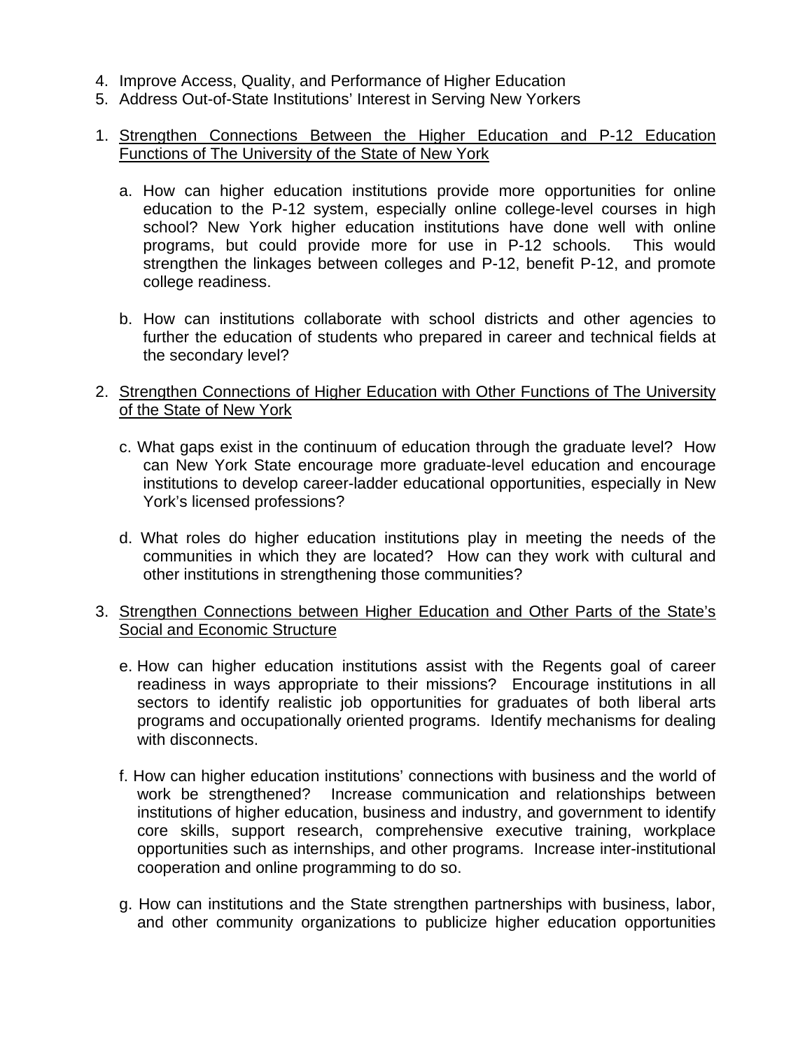4. Improve Access, Quality, and Performance of Higher Education
5. Address Out-of-State Institutions' Interest in Serving New Yorkers

1. <u>Strengthen Connections Between the Higher Education and P-12 Education Functions of The University of the State of New York</u>

   a. How can higher education institutions provide more opportunities for online education to the P-12 system, especially online college-level courses in high school? New York higher education institutions have done well with online programs, but could provide more for use in P-12 schools. This would strengthen the linkages between colleges and P-12, benefit P-12, and promote college readiness.

   b. How can institutions collaborate with school districts and other agencies to further the education of students who prepared in career and technical fields at the secondary level?

2. <u>Strengthen Connections of Higher Education with Other Functions of The University of the State of New York</u>

   c. What gaps exist in the continuum of education through the graduate level? How can New York State encourage more graduate-level education and encourage institutions to develop career-ladder educational opportunities, especially in New York's licensed professions?

   d. What roles do higher education institutions play in meeting the needs of the communities in which they are located? How can they work with cultural and other institutions in strengthening those communities?

3. <u>Strengthen Connections between Higher Education and Other Parts of the State's Social and Economic Structure</u>

   e. How can higher education institutions assist with the Regents goal of career readiness in ways appropriate to their missions? Encourage institutions in all sectors to identify realistic job opportunities for graduates of both liberal arts programs and occupationally oriented programs. Identify mechanisms for dealing with disconnects.

   f. How can higher education institutions' connections with business and the world of work be strengthened? Increase communication and relationships between institutions of higher education, business and industry, and government to identify core skills, support research, comprehensive executive training, workplace opportunities such as internships, and other programs. Increase inter-institutional cooperation and online programming to do so.

   g. How can institutions and the State strengthen partnerships with business, labor, and other community organizations to publicize higher education opportunities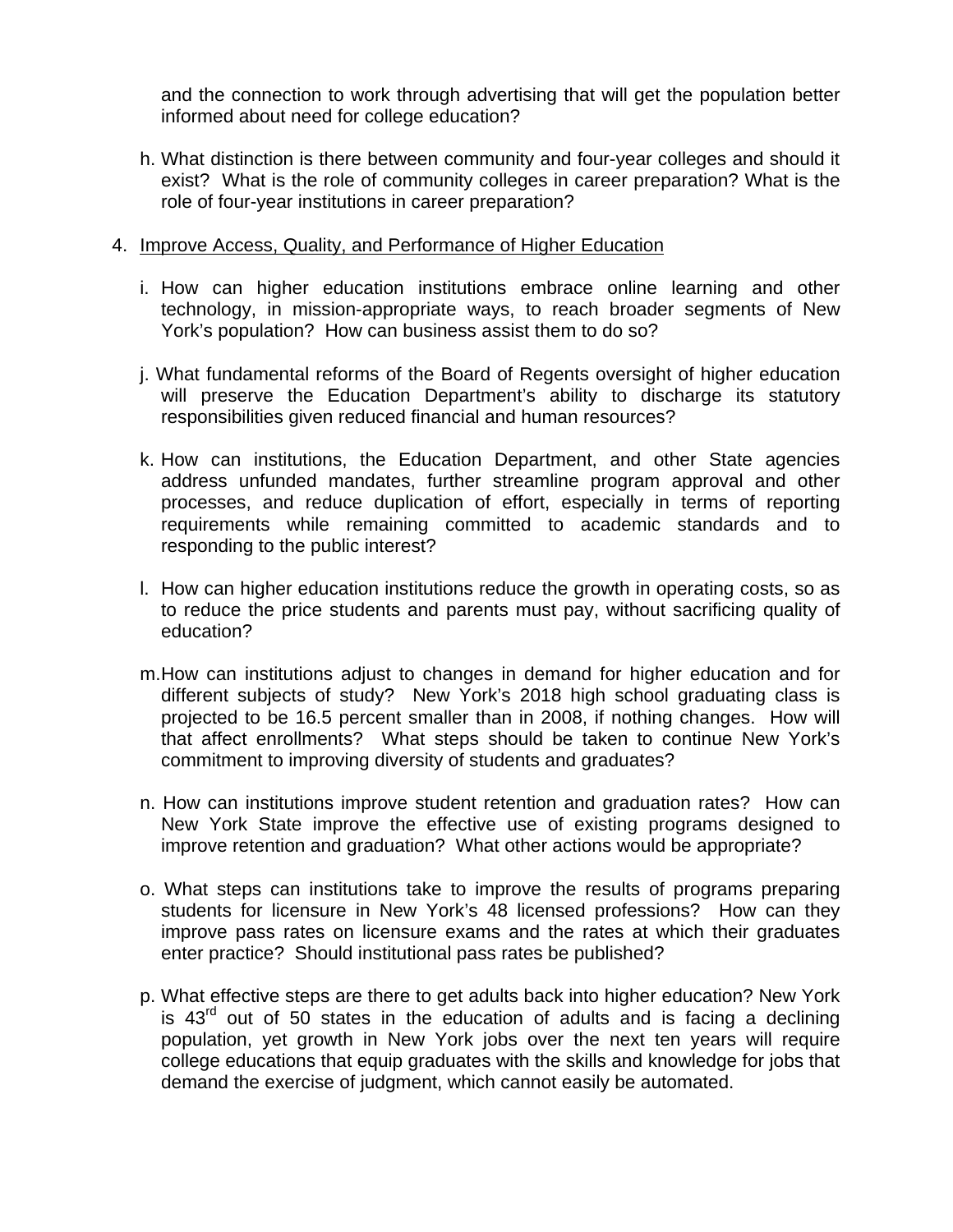and the connection to work through advertising that will get the population better informed about need for college education?

h. What distinction is there between community and four-year colleges and should it exist? What is the role of community colleges in career preparation? What is the role of four-year institutions in career preparation?

4. Improve Access, Quality, and Performance of Higher Education

i. How can higher education institutions embrace online learning and other technology, in mission-appropriate ways, to reach broader segments of New York's population? How can business assist them to do so?

j. What fundamental reforms of the Board of Regents oversight of higher education will preserve the Education Department's ability to discharge its statutory responsibilities given reduced financial and human resources?

k. How can institutions, the Education Department, and other State agencies address unfunded mandates, further streamline program approval and other processes, and reduce duplication of effort, especially in terms of reporting requirements while remaining committed to academic standards and to responding to the public interest?

l. How can higher education institutions reduce the growth in operating costs, so as to reduce the price students and parents must pay, without sacrificing quality of education?

m. How can institutions adjust to changes in demand for higher education and for different subjects of study? New York's 2018 high school graduating class is projected to be 16.5 percent smaller than in 2008, if nothing changes. How will that affect enrollments? What steps should be taken to continue New York's commitment to improving diversity of students and graduates?

n. How can institutions improve student retention and graduation rates? How can New York State improve the effective use of existing programs designed to improve retention and graduation? What other actions would be appropriate?

o. What steps can institutions take to improve the results of programs preparing students for licensure in New York's 48 licensed professions? How can they improve pass rates on licensure exams and the rates at which their graduates enter practice? Should institutional pass rates be published?

p. What effective steps are there to get adults back into higher education? New York is 43rd out of 50 states in the education of adults and is facing a declining population, yet growth in New York jobs over the next ten years will require college educations that equip graduates with the skills and knowledge for jobs that demand the exercise of judgment, which cannot easily be automated.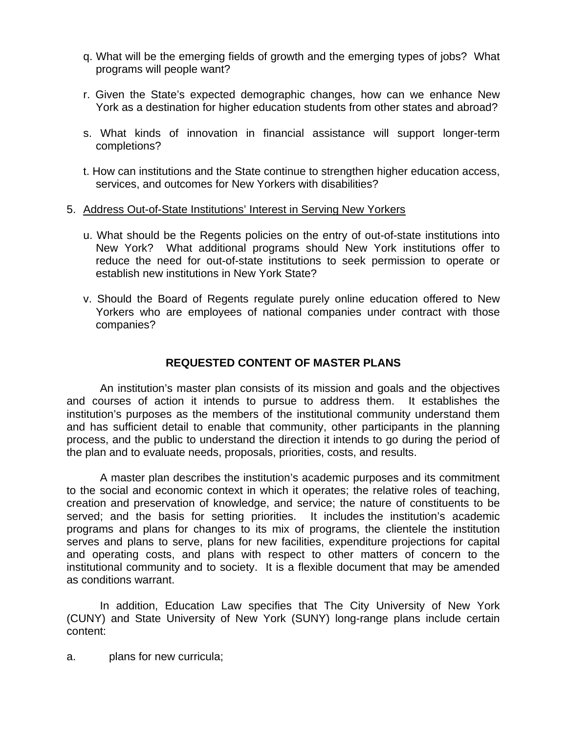q. What will be the emerging fields of growth and the emerging types of jobs? What programs will people want?

r. Given the State's expected demographic changes, how can we enhance New York as a destination for higher education students from other states and abroad?

s. What kinds of innovation in financial assistance will support longer-term completions?

t. How can institutions and the State continue to strengthen higher education access, services, and outcomes for New Yorkers with disabilities?

5. <u>Address Out-of-State Institutions' Interest in Serving New Yorkers</u>

u. What should be the Regents policies on the entry of out-of-state institutions into New York? What additional programs should New York institutions offer to reduce the need for out-of-state institutions to seek permission to operate or establish new institutions in New York State?

v. Should the Board of Regents regulate purely online education offered to New Yorkers who are employees of national companies under contract with those companies?

## REQUESTED CONTENT OF MASTER PLANS

An institution's master plan consists of its mission and goals and the objectives and courses of action it intends to pursue to address them. It establishes the institution's purposes as the members of the institutional community understand them and has sufficient detail to enable that community, other participants in the planning process, and the public to understand the direction it intends to go during the period of the plan and to evaluate needs, proposals, priorities, costs, and results.

A master plan describes the institution's academic purposes and its commitment to the social and economic context in which it operates; the relative roles of teaching, creation and preservation of knowledge, and service; the nature of constituents to be served; and the basis for setting priorities. It includes the institution's academic programs and plans for changes to its mix of programs, the clientele the institution serves and plans to serve, plans for new facilities, expenditure projections for capital and operating costs, and plans with respect to other matters of concern to the institutional community and to society. It is a flexible document that may be amended as conditions warrant.

In addition, Education Law specifies that The City University of New York (CUNY) and State University of New York (SUNY) long-range plans include certain content:

a. plans for new curricula;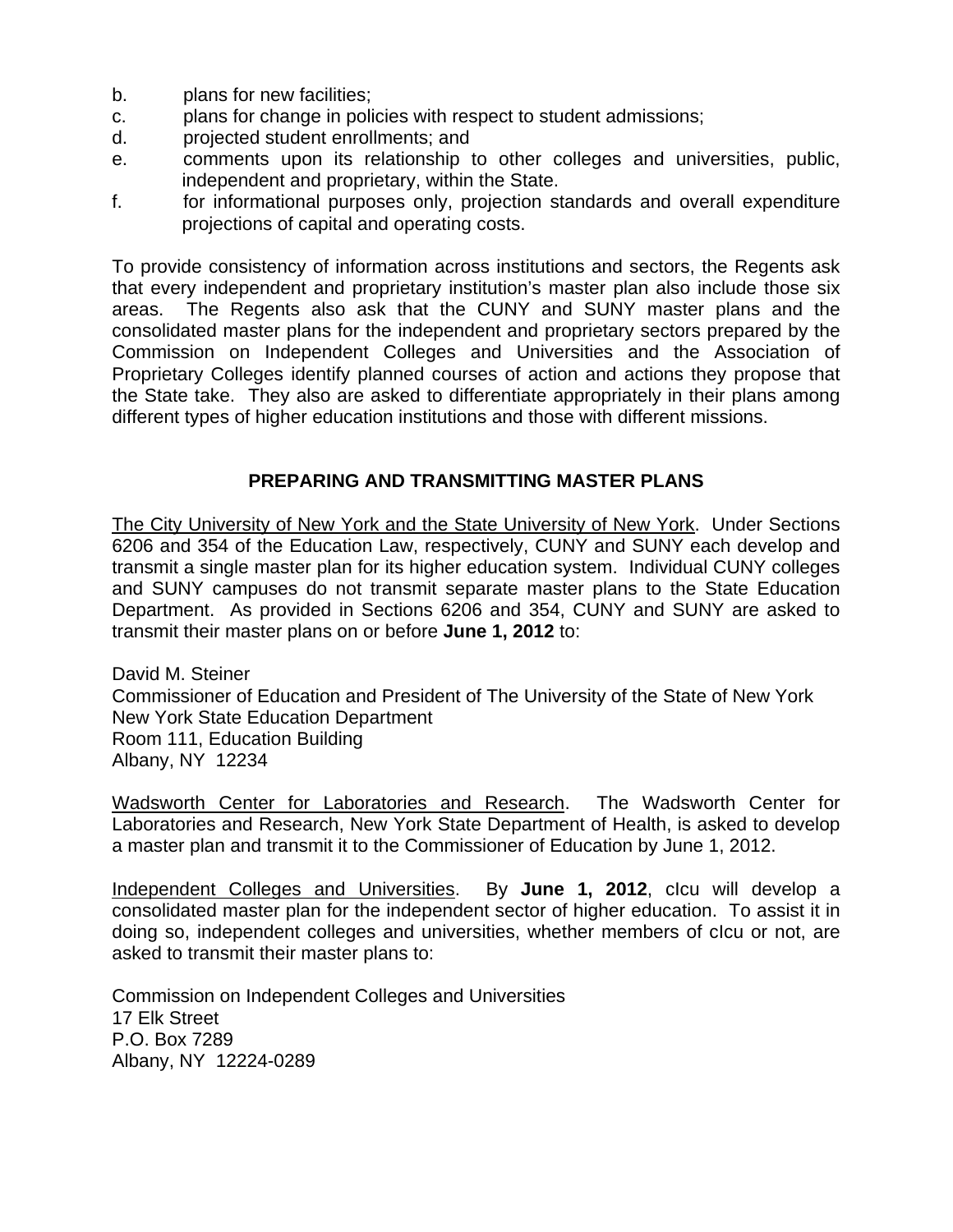b. plans for new facilities;

c. plans for change in policies with respect to student admissions;

d. projected student enrollments; and

e. comments upon its relationship to other colleges and universities, public, independent and proprietary, within the State.

f. for informational purposes only, projection standards and overall expenditure projections of capital and operating costs.

To provide consistency of information across institutions and sectors, the Regents ask that every independent and proprietary institution's master plan also include those six areas. The Regents also ask that the CUNY and SUNY master plans and the consolidated master plans for the independent and proprietary sectors prepared by the Commission on Independent Colleges and Universities and the Association of Proprietary Colleges identify planned courses of action and actions they propose that the State take. They also are asked to differentiate appropriately in their plans among different types of higher education institutions and those with different missions.

## PREPARING AND TRANSMITTING MASTER PLANS

<u>The City University of New York and the State University of New York</u>. Under Sections 6206 and 354 of the Education Law, respectively, CUNY and SUNY each develop and transmit a single master plan for its higher education system. Individual CUNY colleges and SUNY campuses do not transmit separate master plans to the State Education Department. As provided in Sections 6206 and 354, CUNY and SUNY are asked to transmit their master plans on or before **June 1, 2012** to:

David M. Steiner
Commissioner of Education and President of The University of the State of New York
New York State Education Department
Room 111, Education Building
Albany, NY 12234

<u>Wadsworth Center for Laboratories and Research</u>. The Wadsworth Center for Laboratories and Research, New York State Department of Health, is asked to develop a master plan and transmit it to the Commissioner of Education by June 1, 2012.

<u>Independent Colleges and Universities</u>. By **June 1, 2012**, cIcu will develop a consolidated master plan for the independent sector of higher education. To assist it in doing so, independent colleges and universities, whether members of cIcu or not, are asked to transmit their master plans to:

Commission on Independent Colleges and Universities
17 Elk Street
P.O. Box 7289
Albany, NY 12224-0289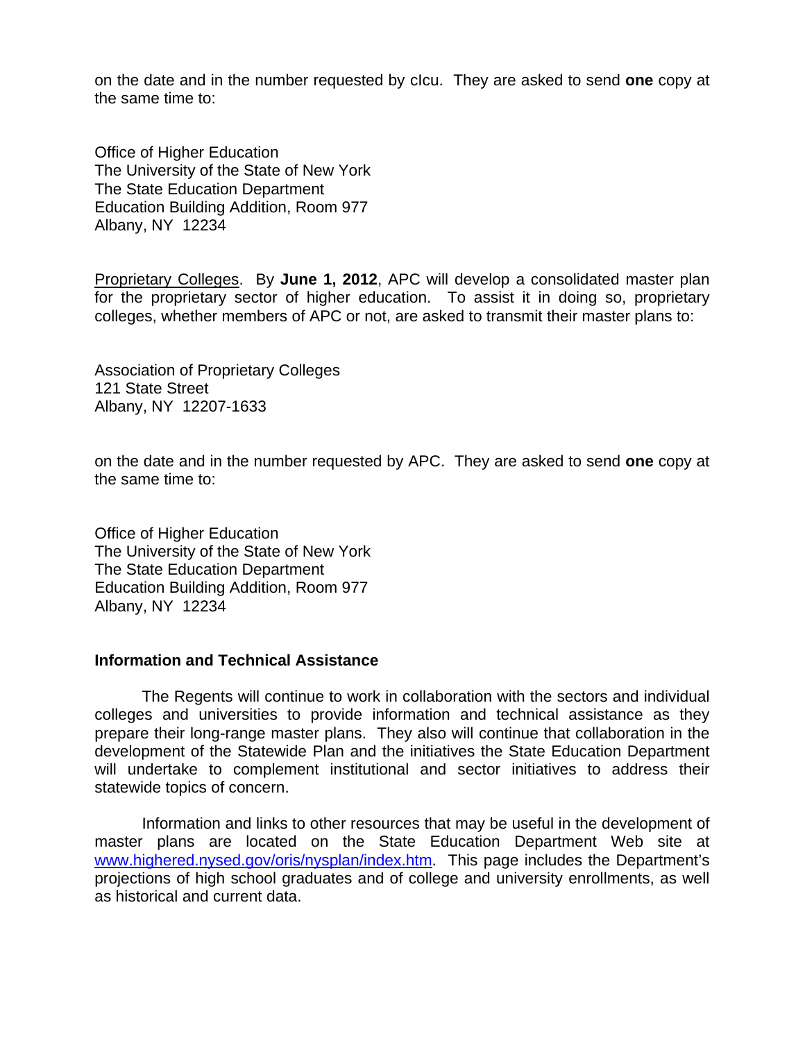on the date and in the number requested by cIcu. They are asked to send **one** copy at the same time to:

Office of Higher Education
The University of the State of New York
The State Education Department
Education Building Addition, Room 977
Albany, NY 12234

Proprietary Colleges. By **June 1, 2012**, APC will develop a consolidated master plan for the proprietary sector of higher education. To assist it in doing so, proprietary colleges, whether members of APC or not, are asked to transmit their master plans to:

Association of Proprietary Colleges
121 State Street
Albany, NY 12207-1633

on the date and in the number requested by APC. They are asked to send **one** copy at the same time to:

Office of Higher Education
The University of the State of New York
The State Education Department
Education Building Addition, Room 977
Albany, NY 12234

**Information and Technical Assistance**

The Regents will continue to work in collaboration with the sectors and individual colleges and universities to provide information and technical assistance as they prepare their long-range master plans. They also will continue that collaboration in the development of the Statewide Plan and the initiatives the State Education Department will undertake to complement institutional and sector initiatives to address their statewide topics of concern.

Information and links to other resources that may be useful in the development of master plans are located on the State Education Department Web site at www.highered.nysed.gov/oris/nysplan/index.htm. This page includes the Department's projections of high school graduates and of college and university enrollments, as well as historical and current data.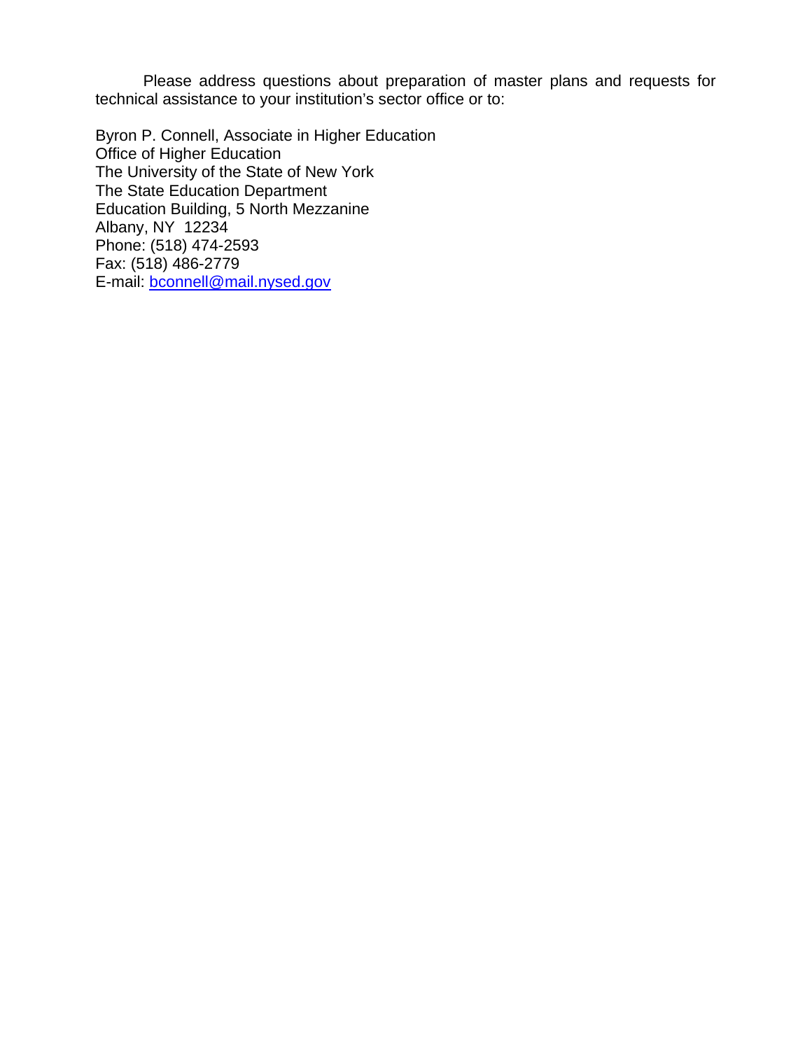Please address questions about preparation of master plans and requests for technical assistance to your institution's sector office or to:

Byron P. Connell, Associate in Higher Education
Office of Higher Education
The University of the State of New York
The State Education Department
Education Building, 5 North Mezzanine
Albany, NY 12234
Phone: (518) 474-2593
Fax: (518) 486-2779
E-mail: bconnell@mail.nysed.gov